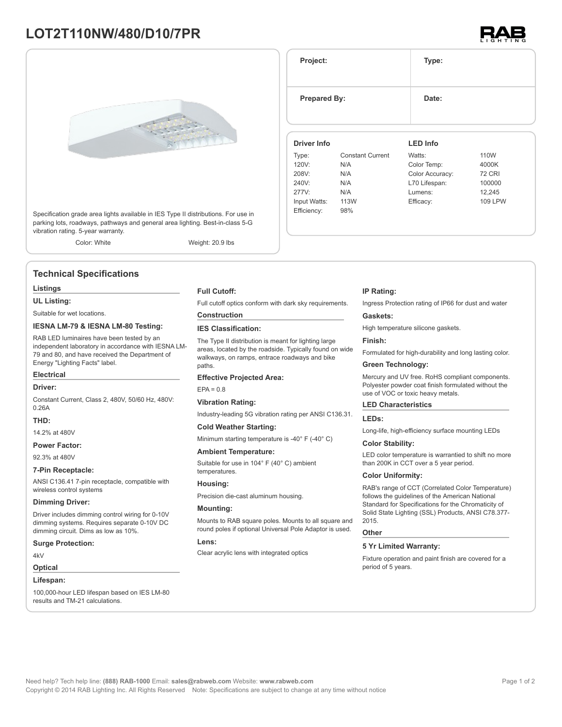# LOT2T110NW/480/D10/7PR

Specification grade area lights available in IES Type II distributions. For use in parking lots, roadways, pathways and general area lighting. Best-in-class 5-G vibration rating. 5-year warranty.

Color: White Weight: 20.9 lbs

| Project: | Type: |
|---|---|
| Prepared By: | Date: |

| Driver Info | | LED Info | |
|---|---|---|---|
| Type: | Constant Current | Watts: | 110W |
| 120V: | N/A | Color Temp: | 4000K |
| 208V: | N/A | Color Accuracy: | 72 CRI |
| 240V: | N/A | L70 Lifespan: | 100000 |
| 277V: | N/A | Lumens: | 12,245 |
| Input Watts: | 113W | Efficacy: | 109 LPW |
| Efficiency: | 98% | | |

## Technical Specifications

### Listings

**UL Listing:**

Suitable for wet locations.

**IESNA LM-79 & IESNA LM-80 Testing:**

RAB LED luminaires have been tested by an independent laboratory in accordance with IESNA LM-79 and 80, and have received the Department of Energy "Lighting Facts" label.

### Electrical

**Driver:**

Constant Current, Class 2, 480V, 50/60 Hz, 480V: 0.26A

**THD:**

14.2% at 480V

**Power Factor:**

92.3% at 480V

**7-Pin Receptacle:**

ANSI C136.41 7-pin receptacle, compatible with wireless control systems

**Dimming Driver:**

Driver includes dimming control wiring for 0-10V dimming systems. Requires separate 0-10V DC dimming circuit. Dims as low as 10%.

**Surge Protection:**

4kV

### Optical

**Lifespan:**

100,000-hour LED lifespan based on IES LM-80 results and TM-21 calculations.

**Full Cutoff:**

Full cutoff optics conform with dark sky requirements.

### Construction

**IES Classification:**

The Type II distribution is meant for lighting large areas, located by the roadside. Typically found on wide walkways, on ramps, entrace roadways and bike paths.

**Effective Projected Area:**

EPA = 0.8

**Vibration Rating:**

Industry-leading 5G vibration rating per ANSI C136.31.

**Cold Weather Starting:**

Minimum starting temperature is -40° F (-40° C)

**Ambient Temperature:**

Suitable for use in 104° F (40° C) ambient temperatures.

**Housing:**

Precision die-cast aluminum housing.

**Mounting:**

Mounts to RAB square poles. Mounts to all square and round poles if optional Universal Pole Adaptor is used.

**Lens:**

Clear acrylic lens with integrated optics

**IP Rating:**

Ingress Protection rating of IP66 for dust and water

**Gaskets:**

High temperature silicone gaskets.

**Finish:**

Formulated for high-durability and long lasting color.

**Green Technology:**

Mercury and UV free. RoHS compliant components. Polyester powder coat finish formulated without the use of VOC or toxic heavy metals.

### LED Characteristics

**LEDs:**

Long-life, high-efficiency surface mounting LEDs

**Color Stability:**

LED color temperature is warrantied to shift no more than 200K in CCT over a 5 year period.

**Color Uniformity:**

RAB's range of CCT (Correlated Color Temperature) follows the guidelines of the American National Standard for Specifications for the Chromaticity of Solid State Lighting (SSL) Products, ANSI C78.377-2015.

### Other

**5 Yr Limited Warranty:**

Fixture operation and paint finish are covered for a period of 5 years.

Need help? Tech help line: **(888) RAB-1000** Email: **sales@rabweb.com** Website: **www.rabweb.com**
Copyright © 2014 RAB Lighting Inc. All Rights Reserved Note: Specifications are subject to change at any time without notice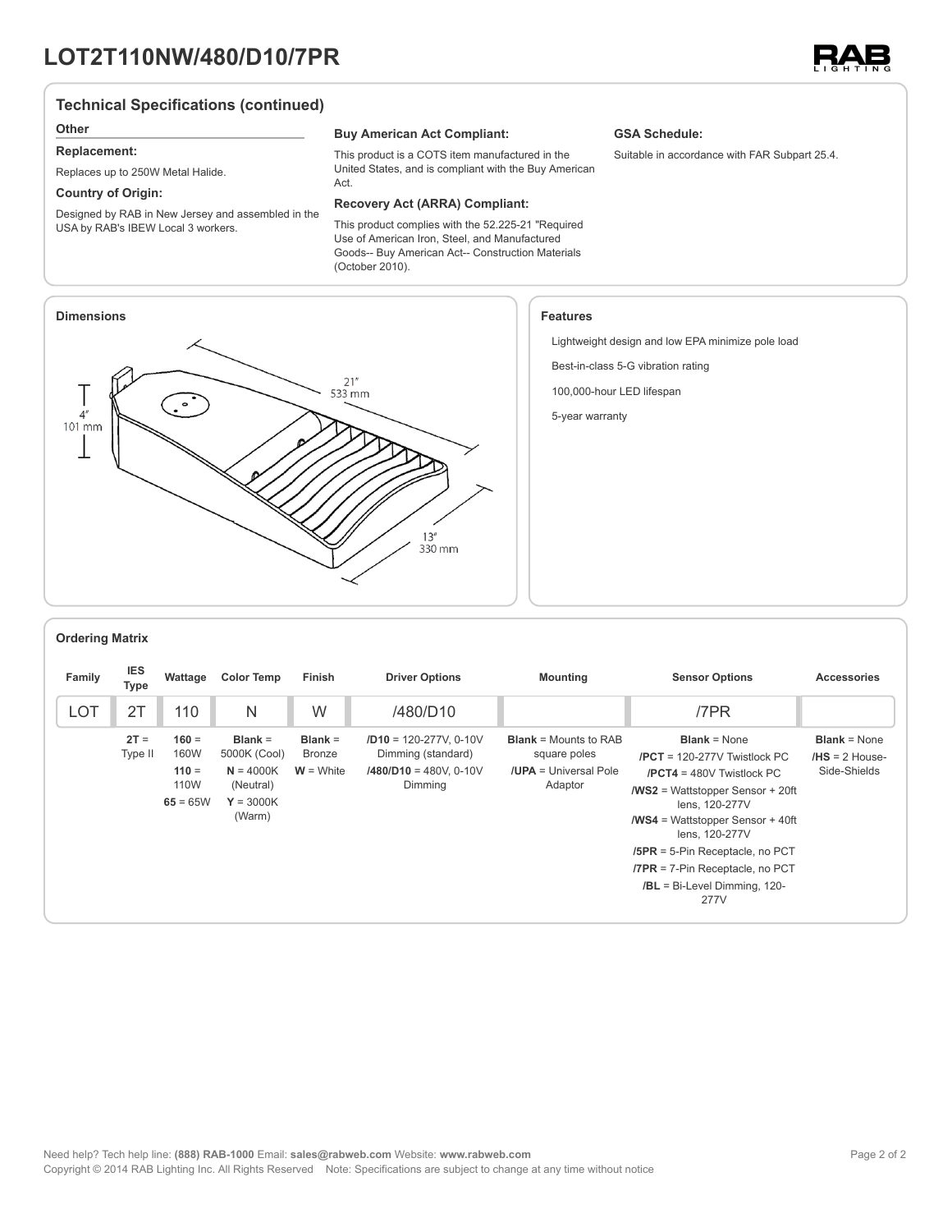# LOT2T110NW/480/D10/7PR

## Technical Specifications (continued)

### Other

**Replacement:**

Replaces up to 250W Metal Halide.

**Country of Origin:**

Designed by RAB in New Jersey and assembled in the USA by RAB's IBEW Local 3 workers.

**Buy American Act Compliant:**

This product is a COTS item manufactured in the United States, and is compliant with the Buy American Act.

**Recovery Act (ARRA) Compliant:**

This product complies with the 52.225-21 "Required Use of American Iron, Steel, and Manufactured Goods-- Buy American Act-- Construction Materials (October 2010).

**GSA Schedule:**

Suitable in accordance with FAR Subpart 25.4.

## Dimensions

21"
533 mm

4"
101 mm

13"
330 mm

## Features

Lightweight design and low EPA minimize pole load

Best-in-class 5-G vibration rating

100,000-hour LED lifespan

5-year warranty

## Ordering Matrix

| Family | IES Type | Wattage | Color Temp | Finish | Driver Options | Mounting | Sensor Options | Accessories |
|---|---|---|---|---|---|---|---|---|
| LOT | 2T | 110 | N | W | /480/D10 | | /7PR | |
| | **2T** = Type II | **160** = 160W<br>**110** = 110W<br>**65** = 65W | **Blank** = 5000K (Cool)<br>**N** = 4000K (Neutral)<br>**Y** = 3000K (Warm) | **Blank** = Bronze<br>**W** = White | **/D10** = 120-277V, 0-10V Dimming (standard)<br>**/480/D10** = 480V, 0-10V Dimming | **Blank** = Mounts to RAB square poles<br>**/UPA** = Universal Pole Adaptor | **Blank** = None<br>**/PCT** = 120-277V Twistlock PC<br>**/PCT4** = 480V Twistlock PC<br>**/WS2** = Wattstopper Sensor + 20ft lens, 120-277V<br>**/WS4** = Wattstopper Sensor + 40ft lens, 120-277V<br>**/5PR** = 5-Pin Receptacle, no PCT<br>**/7PR** = 7-Pin Receptacle, no PCT<br>**/BL** = Bi-Level Dimming, 120-277V | **Blank** = None<br>**/HS** = 2 House-Side-Shields |

Need help? Tech help line: **(888) RAB-1000** Email: **sales@rabweb.com** Website: **www.rabweb.com**
Copyright © 2014 RAB Lighting Inc. All Rights Reserved Note: Specifications are subject to change at any time without notice